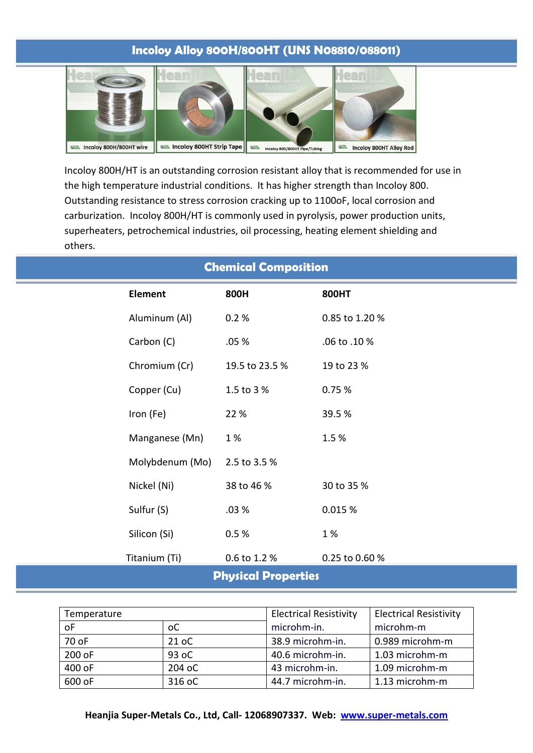# Incoloy Alloy 800H/800HT (UNS N08810/088011)

Incoloy 800H/800HT wire | Incoloy 800HT Strip Tape | Incoloy 800/800HT Pipe/Tubing | Incoloy 800HT Alloy Rod

Incoloy 800H/HT is an outstanding corrosion resistant alloy that is recommended for use in the high temperature industrial conditions. It has higher strength than Incoloy 800. Outstanding resistance to stress corrosion cracking up to 1100oF, local corrosion and carburization. Incoloy 800H/HT is commonly used in pyrolysis, power production units, superheaters, petrochemical industries, oil processing, heating element shielding and others.

## Chemical Composition

| Element | 800H | 800HT |
|---|---|---|
| Aluminum (Al) | 0.2 % | 0.85 to 1.20 % |
| Carbon (C) | .05 % | .06 to .10 % |
| Chromium (Cr) | 19.5 to 23.5 % | 19 to 23 % |
| Copper (Cu) | 1.5 to 3 % | 0.75 % |
| Iron (Fe) | 22 % | 39.5 % |
| Manganese (Mn) | 1 % | 1.5 % |
| Molybdenum (Mo) | 2.5 to 3.5 % | |
| Nickel (Ni) | 38 to 46 % | 30 to 35 % |
| Sulfur (S) | .03 % | 0.015 % |
| Silicon (Si) | 0.5 % | 1 % |
| Titanium (Ti) | 0.6 to 1.2 % | 0.25 to 0.60 % |

## Physical Properties

| Temperature | | Electrical Resistivity | Electrical Resistivity |
|---|---|---|---|
| oF | oC | microhm-in. | microhm-m |
| 70 oF | 21 oC | 38.9 microhm-in. | 0.989 microhm-m |
| 200 oF | 93 oC | 40.6 microhm-in. | 1.03 microhm-m |
| 400 oF | 204 oC | 43 microhm-in. | 1.09 microhm-m |
| 600 oF | 316 oC | 44.7 microhm-in. | 1.13 microhm-m |

**Heanjia Super-Metals Co., Ltd, Call- 12068907337. Web: www.super-metals.com**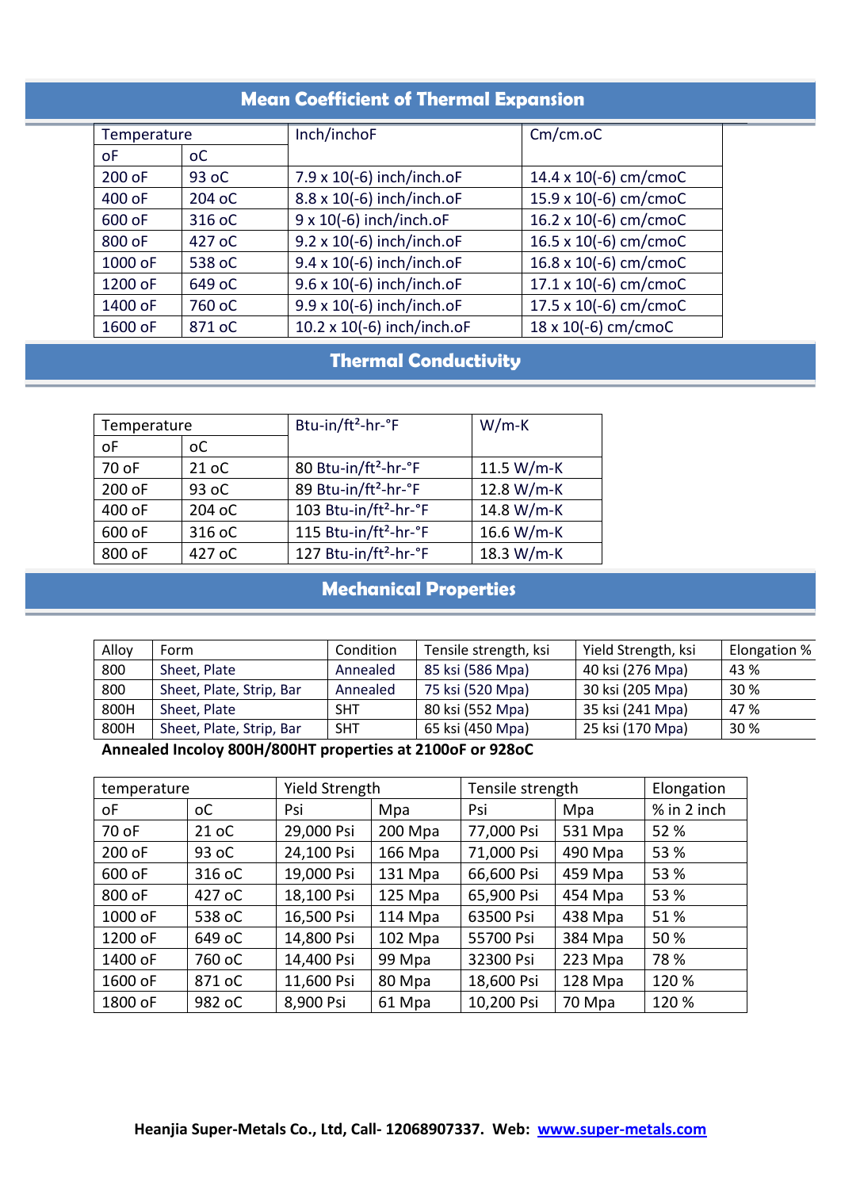## Mean Coefficient of Thermal Expansion

| Temperature | | Inch/inchoF | Cm/cm.oC |
|---|---|---|---|
| oF | oC | | |
| 200 oF | 93 oC | 7.9 x 10(-6) inch/inch.oF | 14.4 x 10(-6) cm/cmoC |
| 400 oF | 204 oC | 8.8 x 10(-6) inch/inch.oF | 15.9 x 10(-6) cm/cmoC |
| 600 oF | 316 oC | 9 x 10(-6) inch/inch.oF | 16.2 x 10(-6) cm/cmoC |
| 800 oF | 427 oC | 9.2 x 10(-6) inch/inch.oF | 16.5 x 10(-6) cm/cmoC |
| 1000 oF | 538 oC | 9.4 x 10(-6) inch/inch.oF | 16.8 x 10(-6) cm/cmoC |
| 1200 oF | 649 oC | 9.6 x 10(-6) inch/inch.oF | 17.1 x 10(-6) cm/cmoC |
| 1400 oF | 760 oC | 9.9 x 10(-6) inch/inch.oF | 17.5 x 10(-6) cm/cmoC |
| 1600 oF | 871 oC | 10.2 x 10(-6) inch/inch.oF | 18 x 10(-6) cm/cmoC |

## Thermal Conductivity

| Temperature | | Btu-in/ft²-hr-°F | W/m-K |
|---|---|---|---|
| oF | oC | | |
| 70 oF | 21 oC | 80 Btu-in/ft²-hr-°F | 11.5 W/m-K |
| 200 oF | 93 oC | 89 Btu-in/ft²-hr-°F | 12.8 W/m-K |
| 400 oF | 204 oC | 103 Btu-in/ft²-hr-°F | 14.8 W/m-K |
| 600 oF | 316 oC | 115 Btu-in/ft²-hr-°F | 16.6 W/m-K |
| 800 oF | 427 oC | 127 Btu-in/ft²-hr-°F | 18.3 W/m-K |

## Mechanical Properties

| Alloy | Form | Condition | Tensile strength, ksi | Yield Strength, ksi | Elongation % |
|---|---|---|---|---|---|
| 800 | Sheet, Plate | Annealed | 85 ksi (586 Mpa) | 40 ksi (276 Mpa) | 43 % |
| 800 | Sheet, Plate, Strip, Bar | Annealed | 75 ksi (520 Mpa) | 30 ksi (205 Mpa) | 30 % |
| 800H | Sheet, Plate | SHT | 80 ksi (552 Mpa) | 35 ksi (241 Mpa) | 47 % |
| 800H | Sheet, Plate, Strip, Bar | SHT | 65 ksi (450 Mpa) | 25 ksi (170 Mpa) | 30 % |

**Annealed Incoloy 800H/800HT properties at 2100oF or 928oC**

| temperature | | Yield Strength | | Tensile strength | | Elongation |
|---|---|---|---|---|---|---|
| oF | oC | Psi | Mpa | Psi | Mpa | % in 2 inch |
| 70 oF | 21 oC | 29,000 Psi | 200 Mpa | 77,000 Psi | 531 Mpa | 52 % |
| 200 oF | 93 oC | 24,100 Psi | 166 Mpa | 71,000 Psi | 490 Mpa | 53 % |
| 600 oF | 316 oC | 19,000 Psi | 131 Mpa | 66,600 Psi | 459 Mpa | 53 % |
| 800 oF | 427 oC | 18,100 Psi | 125 Mpa | 65,900 Psi | 454 Mpa | 53 % |
| 1000 oF | 538 oC | 16,500 Psi | 114 Mpa | 63500 Psi | 438 Mpa | 51 % |
| 1200 oF | 649 oC | 14,800 Psi | 102 Mpa | 55700 Psi | 384 Mpa | 50 % |
| 1400 oF | 760 oC | 14,400 Psi | 99 Mpa | 32300 Psi | 223 Mpa | 78 % |
| 1600 oF | 871 oC | 11,600 Psi | 80 Mpa | 18,600 Psi | 128 Mpa | 120 % |
| 1800 oF | 982 oC | 8,900 Psi | 61 Mpa | 10,200 Psi | 70 Mpa | 120 % |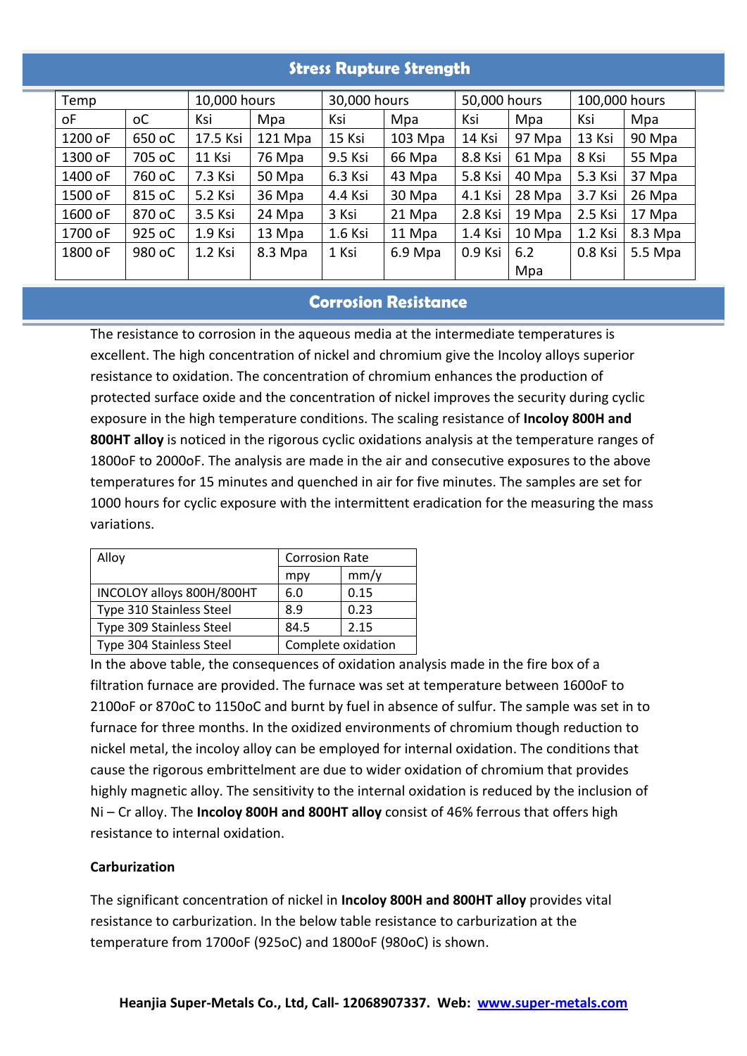## Stress Rupture Strength

| Temp | | 10,000 hours | | 30,000 hours | | 50,000 hours | | 100,000 hours | |
|---|---|---|---|---|---|---|---|---|---|
| oF | oC | Ksi | Mpa | Ksi | Mpa | Ksi | Mpa | Ksi | Mpa |
| 1200 oF | 650 oC | 17.5 Ksi | 121 Mpa | 15 Ksi | 103 Mpa | 14 Ksi | 97 Mpa | 13 Ksi | 90 Mpa |
| 1300 oF | 705 oC | 11 Ksi | 76 Mpa | 9.5 Ksi | 66 Mpa | 8.8 Ksi | 61 Mpa | 8 Ksi | 55 Mpa |
| 1400 oF | 760 oC | 7.3 Ksi | 50 Mpa | 6.3 Ksi | 43 Mpa | 5.8 Ksi | 40 Mpa | 5.3 Ksi | 37 Mpa |
| 1500 oF | 815 oC | 5.2 Ksi | 36 Mpa | 4.4 Ksi | 30 Mpa | 4.1 Ksi | 28 Mpa | 3.7 Ksi | 26 Mpa |
| 1600 oF | 870 oC | 3.5 Ksi | 24 Mpa | 3 Ksi | 21 Mpa | 2.8 Ksi | 19 Mpa | 2.5 Ksi | 17 Mpa |
| 1700 oF | 925 oC | 1.9 Ksi | 13 Mpa | 1.6 Ksi | 11 Mpa | 1.4 Ksi | 10 Mpa | 1.2 Ksi | 8.3 Mpa |
| 1800 oF | 980 oC | 1.2 Ksi | 8.3 Mpa | 1 Ksi | 6.9 Mpa | 0.9 Ksi | 6.2 Mpa | 0.8 Ksi | 5.5 Mpa |

## Corrosion Resistance

The resistance to corrosion in the aqueous media at the intermediate temperatures is excellent. The high concentration of nickel and chromium give the Incoloy alloys superior resistance to oxidation. The concentration of chromium enhances the production of protected surface oxide and the concentration of nickel improves the security during cyclic exposure in the high temperature conditions. The scaling resistance of **Incoloy 800H and 800HT alloy** is noticed in the rigorous cyclic oxidations analysis at the temperature ranges of 1800oF to 2000oF. The analysis are made in the air and consecutive exposures to the above temperatures for 15 minutes and quenched in air for five minutes. The samples are set for 1000 hours for cyclic exposure with the intermittent eradication for the measuring the mass variations.

| Alloy | Corrosion Rate | |
|---|---|---|
| | mpy | mm/y |
| INCOLOY alloys 800H/800HT | 6.0 | 0.15 |
| Type 310 Stainless Steel | 8.9 | 0.23 |
| Type 309 Stainless Steel | 84.5 | 2.15 |
| Type 304 Stainless Steel | Complete oxidation | |

In the above table, the consequences of oxidation analysis made in the fire box of a filtration furnace are provided. The furnace was set at temperature between 1600oF to 2100oF or 870oC to 1150oC and burnt by fuel in absence of sulfur. The sample was set in to furnace for three months. In the oxidized environments of chromium though reduction to nickel metal, the incoloy alloy can be employed for internal oxidation. The conditions that cause the rigorous embrittelment are due to wider oxidation of chromium that provides highly magnetic alloy. The sensitivity to the internal oxidation is reduced by the inclusion of Ni – Cr alloy. The **Incoloy 800H and 800HT alloy** consist of 46% ferrous that offers high resistance to internal oxidation.

**Carburization**

The significant concentration of nickel in **Incoloy 800H and 800HT alloy** provides vital resistance to carburization. In the below table resistance to carburization at the temperature from 1700oF (925oC) and 1800oF (980oC) is shown.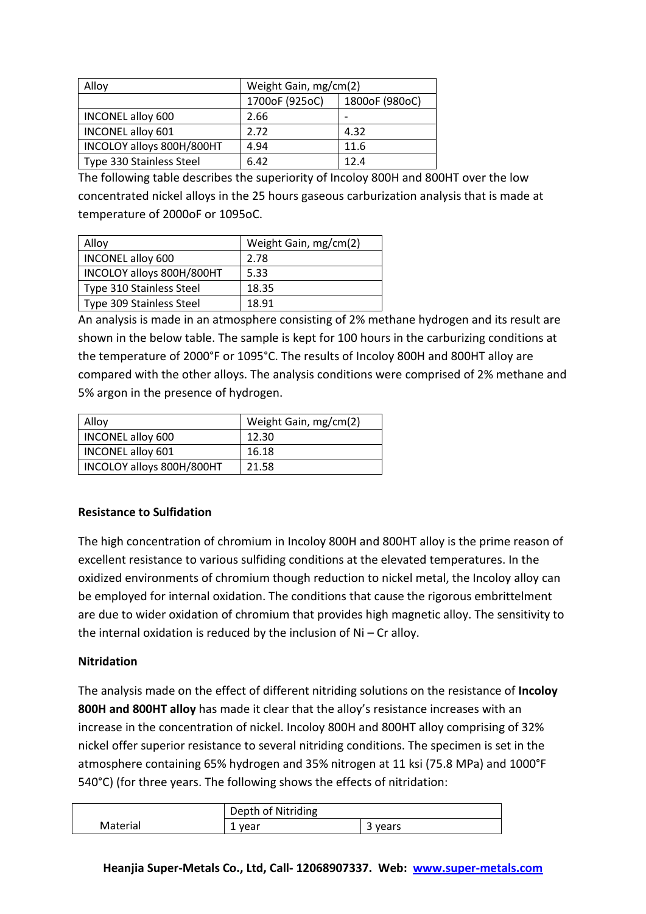| Alloy | Weight Gain, mg/cm(2) | |
|---|---|---|
| | 1700oF (925oC) | 1800oF (980oC) |
| INCONEL alloy 600 | 2.66 | - |
| INCONEL alloy 601 | 2.72 | 4.32 |
| INCOLOY alloys 800H/800HT | 4.94 | 11.6 |
| Type 330 Stainless Steel | 6.42 | 12.4 |

The following table describes the superiority of Incoloy 800H and 800HT over the low concentrated nickel alloys in the 25 hours gaseous carburization analysis that is made at temperature of 2000oF or 1095oC.

| Alloy | Weight Gain, mg/cm(2) |
|---|---|
| INCONEL alloy 600 | 2.78 |
| INCOLOY alloys 800H/800HT | 5.33 |
| Type 310 Stainless Steel | 18.35 |
| Type 309 Stainless Steel | 18.91 |

An analysis is made in an atmosphere consisting of 2% methane hydrogen and its result are shown in the below table. The sample is kept for 100 hours in the carburizing conditions at the temperature of 2000°F or 1095°C. The results of Incoloy 800H and 800HT alloy are compared with the other alloys. The analysis conditions were comprised of 2% methane and 5% argon in the presence of hydrogen.

| Alloy | Weight Gain, mg/cm(2) |
|---|---|
| INCONEL alloy 600 | 12.30 |
| INCONEL alloy 601 | 16.18 |
| INCOLOY alloys 800H/800HT | 21.58 |

**Resistance to Sulfidation**

The high concentration of chromium in Incoloy 800H and 800HT alloy is the prime reason of excellent resistance to various sulfiding conditions at the elevated temperatures. In the oxidized environments of chromium though reduction to nickel metal, the Incoloy alloy can be employed for internal oxidation. The conditions that cause the rigorous embrittelment are due to wider oxidation of chromium that provides high magnetic alloy. The sensitivity to the internal oxidation is reduced by the inclusion of Ni – Cr alloy.

**Nitridation**

The analysis made on the effect of different nitriding solutions on the resistance of **Incoloy 800H and 800HT alloy** has made it clear that the alloy's resistance increases with an increase in the concentration of nickel. Incoloy 800H and 800HT alloy comprising of 32% nickel offer superior resistance to several nitriding conditions. The specimen is set in the atmosphere containing 65% hydrogen and 35% nitrogen at 11 ksi (75.8 MPa) and 1000°F 540°C) (for three years. The following shows the effects of nitridation:

| Material | Depth of Nitriding | |
|---|---|---|
| | 1 year | 3 years |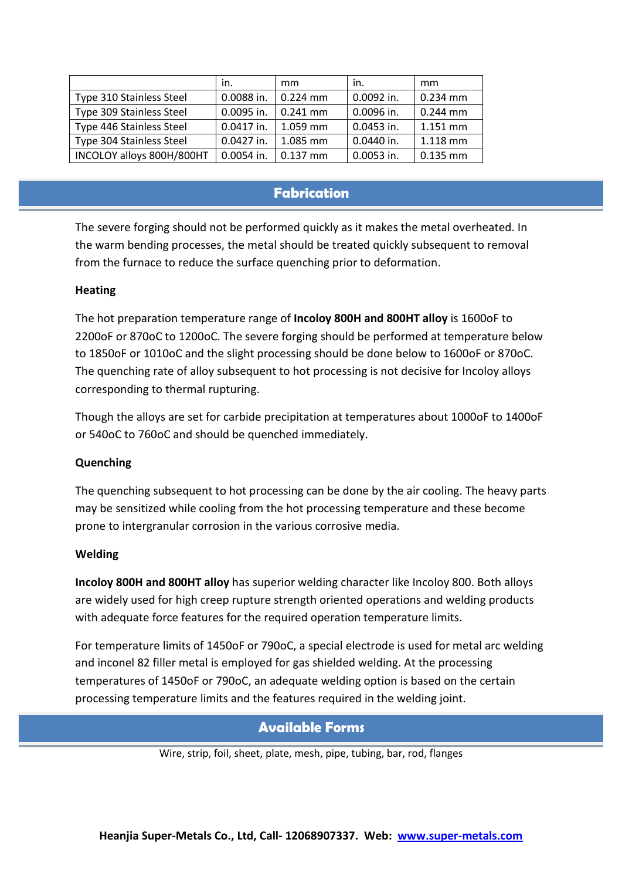| | in. | mm | in. | mm |
|---|---|---|---|---|
| Type 310 Stainless Steel | 0.0088 in. | 0.224 mm | 0.0092 in. | 0.234 mm |
| Type 309 Stainless Steel | 0.0095 in. | 0.241 mm | 0.0096 in. | 0.244 mm |
| Type 446 Stainless Steel | 0.0417 in. | 1.059 mm | 0.0453 in. | 1.151 mm |
| Type 304 Stainless Steel | 0.0427 in. | 1.085 mm | 0.0440 in. | 1.118 mm |
| INCOLOY alloys 800H/800HT | 0.0054 in. | 0.137 mm | 0.0053 in. | 0.135 mm |

## Fabrication

The severe forging should not be performed quickly as it makes the metal overheated. In the warm bending processes, the metal should be treated quickly subsequent to removal from the furnace to reduce the surface quenching prior to deformation.

**Heating**

The hot preparation temperature range of **Incoloy 800H and 800HT alloy** is 1600oF to 2200oF or 870oC to 1200oC. The severe forging should be performed at temperature below to 1850oF or 1010oC and the slight processing should be done below to 1600oF or 870oC. The quenching rate of alloy subsequent to hot processing is not decisive for Incoloy alloys corresponding to thermal rupturing.

Though the alloys are set for carbide precipitation at temperatures about 1000oF to 1400oF or 540oC to 760oC and should be quenched immediately.

**Quenching**

The quenching subsequent to hot processing can be done by the air cooling. The heavy parts may be sensitized while cooling from the hot processing temperature and these become prone to intergranular corrosion in the various corrosive media.

**Welding**

**Incoloy 800H and 800HT alloy** has superior welding character like Incoloy 800. Both alloys are widely used for high creep rupture strength oriented operations and welding products with adequate force features for the required operation temperature limits.

For temperature limits of 1450oF or 790oC, a special electrode is used for metal arc welding and inconel 82 filler metal is employed for gas shielded welding. At the processing temperatures of 1450oF or 790oC, an adequate welding option is based on the certain processing temperature limits and the features required in the welding joint.

## Available Forms

Wire, strip, foil, sheet, plate, mesh, pipe, tubing, bar, rod, flanges

**Heanjia Super-Metals Co., Ltd, Call- 12068907337. Web: [www.super-metals.com](www.super-metals.com)**